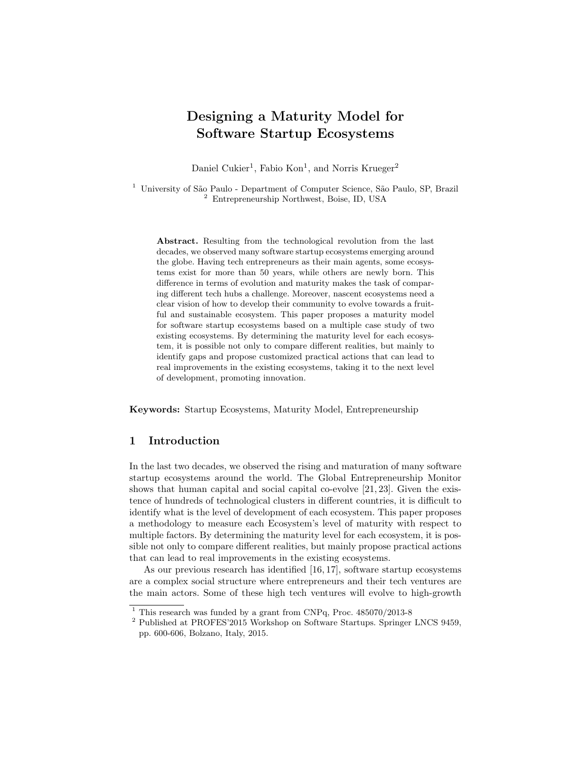# Designing a Maturity Model for Software Startup Ecosystems

Daniel Cukier[1], Fabio Kon[1], and Norris Krueger[2]

[1] University of São Paulo - Department of Computer Science, São Paulo, SP, Brazil
[2] Entrepreneurship Northwest, Boise, ID, USA

**Abstract.** Resulting from the technological revolution from the last decades, we observed many software startup ecosystems emerging around the globe. Having tech entrepreneurs as their main agents, some ecosystems exist for more than 50 years, while others are newly born. This difference in terms of evolution and maturity makes the task of comparing different tech hubs a challenge. Moreover, nascent ecosystems need a clear vision of how to develop their community to evolve towards a fruitful and sustainable ecosystem. This paper proposes a maturity model for software startup ecosystems based on a multiple case study of two existing ecosystems. By determining the maturity level for each ecosystem, it is possible not only to compare different realities, but mainly to identify gaps and propose customized practical actions that can lead to real improvements in the existing ecosystems, taking it to the next level of development, promoting innovation.

**Keywords:** Startup Ecosystems, Maturity Model, Entrepreneurship

## 1 Introduction

In the last two decades, we observed the rising and maturation of many software startup ecosystems around the world. The Global Entrepreneurship Monitor shows that human capital and social capital co-evolve [21, 23]. Given the existence of hundreds of technological clusters in different countries, it is difficult to identify what is the level of development of each ecosystem. This paper proposes a methodology to measure each Ecosystem's level of maturity with respect to multiple factors. By determining the maturity level for each ecosystem, it is possible not only to compare different realities, but mainly propose practical actions that can lead to real improvements in the existing ecosystems.

As our previous research has identified [16, 17], software startup ecosystems are a complex social structure where entrepreneurs and their tech ventures are the main actors. Some of these high tech ventures will evolve to high-growth

[1] This research was funded by a grant from CNPq, Proc. 485070/2013-8

[2] Published at PROFES'2015 Workshop on Software Startups. Springer LNCS 9459, pp. 600-606, Bolzano, Italy, 2015.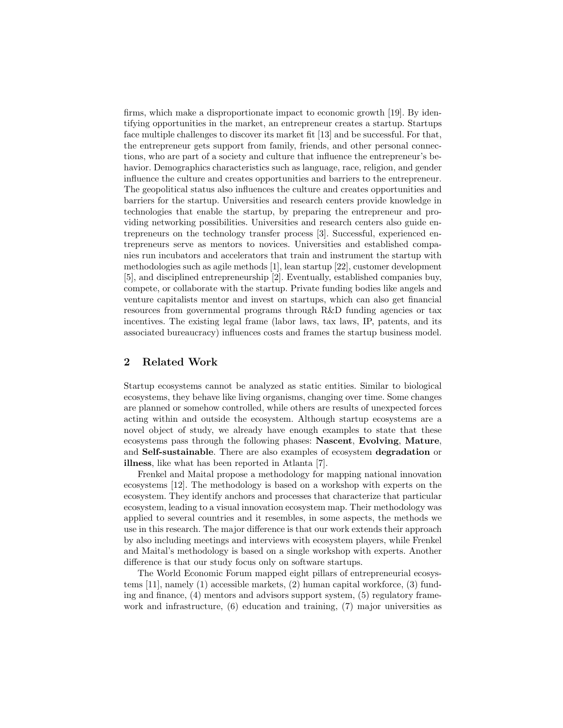firms, which make a disproportionate impact to economic growth [19]. By identifying opportunities in the market, an entrepreneur creates a startup. Startups face multiple challenges to discover its market fit [13] and be successful. For that, the entrepreneur gets support from family, friends, and other personal connections, who are part of a society and culture that influence the entrepreneur's behavior. Demographics characteristics such as language, race, religion, and gender influence the culture and creates opportunities and barriers to the entrepreneur. The geopolitical status also influences the culture and creates opportunities and barriers for the startup. Universities and research centers provide knowledge in technologies that enable the startup, by preparing the entrepreneur and providing networking possibilities. Universities and research centers also guide entrepreneurs on the technology transfer process [3]. Successful, experienced entrepreneurs serve as mentors to novices. Universities and established companies run incubators and accelerators that train and instrument the startup with methodologies such as agile methods [1], lean startup [22], customer development [5], and disciplined entrepreneurship [2]. Eventually, established companies buy, compete, or collaborate with the startup. Private funding bodies like angels and venture capitalists mentor and invest on startups, which can also get financial resources from governmental programs through R&D funding agencies or tax incentives. The existing legal frame (labor laws, tax laws, IP, patents, and its associated bureaucracy) influences costs and frames the startup business model.

## 2 Related Work

Startup ecosystems cannot be analyzed as static entities. Similar to biological ecosystems, they behave like living organisms, changing over time. Some changes are planned or somehow controlled, while others are results of unexpected forces acting within and outside the ecosystem. Although startup ecosystems are a novel object of study, we already have enough examples to state that these ecosystems pass through the following phases: **Nascent**, **Evolving**, **Mature**, and **Self-sustainable**. There are also examples of ecosystem **degradation** or **illness**, like what has been reported in Atlanta [7].

Frenkel and Maital propose a methodology for mapping national innovation ecosystems [12]. The methodology is based on a workshop with experts on the ecosystem. They identify anchors and processes that characterize that particular ecosystem, leading to a visual innovation ecosystem map. Their methodology was applied to several countries and it resembles, in some aspects, the methods we use in this research. The major difference is that our work extends their approach by also including meetings and interviews with ecosystem players, while Frenkel and Maital's methodology is based on a single workshop with experts. Another difference is that our study focus only on software startups.

The World Economic Forum mapped eight pillars of entrepreneurial ecosystems [11], namely (1) accessible markets, (2) human capital workforce, (3) funding and finance, (4) mentors and advisors support system, (5) regulatory framework and infrastructure, (6) education and training, (7) major universities as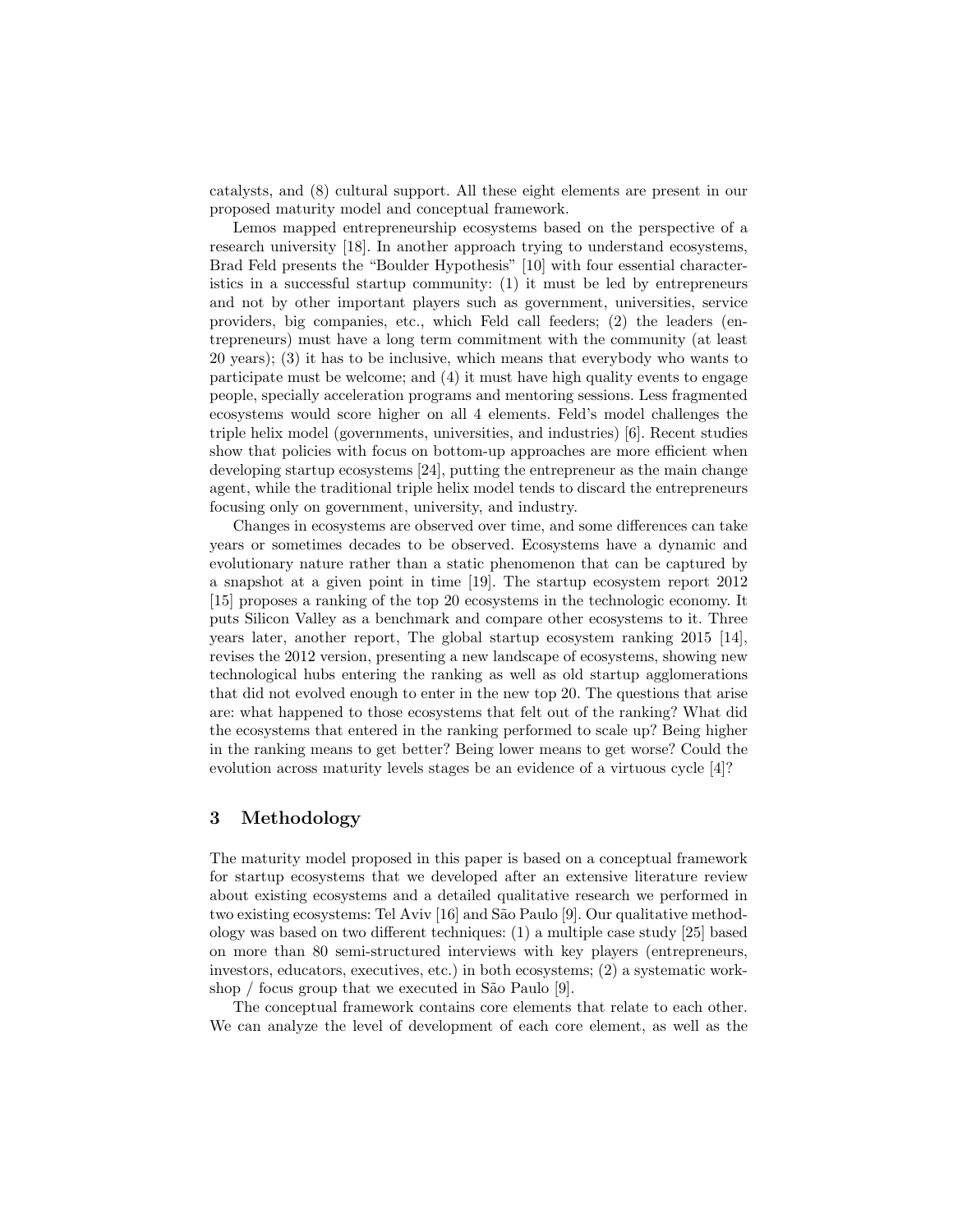catalysts, and (8) cultural support. All these eight elements are present in our proposed maturity model and conceptual framework.

Lemos mapped entrepreneurship ecosystems based on the perspective of a research university [18]. In another approach trying to understand ecosystems, Brad Feld presents the "Boulder Hypothesis" [10] with four essential characteristics in a successful startup community: (1) it must be led by entrepreneurs and not by other important players such as government, universities, service providers, big companies, etc., which Feld call feeders; (2) the leaders (entrepreneurs) must have a long term commitment with the community (at least 20 years); (3) it has to be inclusive, which means that everybody who wants to participate must be welcome; and (4) it must have high quality events to engage people, specially acceleration programs and mentoring sessions. Less fragmented ecosystems would score higher on all 4 elements. Feld's model challenges the triple helix model (governments, universities, and industries) [6]. Recent studies show that policies with focus on bottom-up approaches are more efficient when developing startup ecosystems [24], putting the entrepreneur as the main change agent, while the traditional triple helix model tends to discard the entrepreneurs focusing only on government, university, and industry.

Changes in ecosystems are observed over time, and some differences can take years or sometimes decades to be observed. Ecosystems have a dynamic and evolutionary nature rather than a static phenomenon that can be captured by a snapshot at a given point in time [19]. The startup ecosystem report 2012 [15] proposes a ranking of the top 20 ecosystems in the technologic economy. It puts Silicon Valley as a benchmark and compare other ecosystems to it. Three years later, another report, The global startup ecosystem ranking 2015 [14], revises the 2012 version, presenting a new landscape of ecosystems, showing new technological hubs entering the ranking as well as old startup agglomerations that did not evolved enough to enter in the new top 20. The questions that arise are: what happened to those ecosystems that felt out of the ranking? What did the ecosystems that entered in the ranking performed to scale up? Being higher in the ranking means to get better? Being lower means to get worse? Could the evolution across maturity levels stages be an evidence of a virtuous cycle [4]?

## 3 Methodology

The maturity model proposed in this paper is based on a conceptual framework for startup ecosystems that we developed after an extensive literature review about existing ecosystems and a detailed qualitative research we performed in two existing ecosystems: Tel Aviv [16] and São Paulo [9]. Our qualitative methodology was based on two different techniques: (1) a multiple case study [25] based on more than 80 semi-structured interviews with key players (entrepreneurs, investors, educators, executives, etc.) in both ecosystems; (2) a systematic workshop / focus group that we executed in São Paulo [9].

The conceptual framework contains core elements that relate to each other. We can analyze the level of development of each core element, as well as the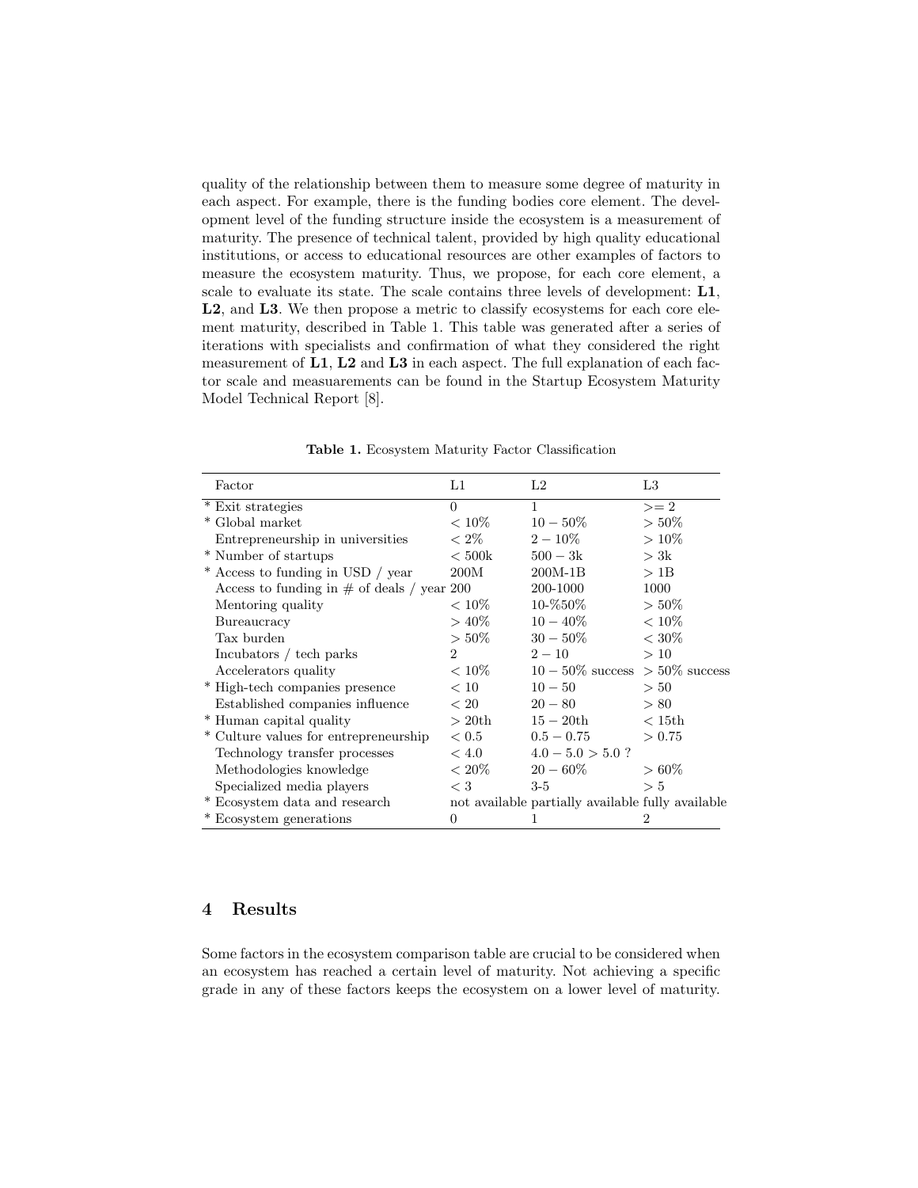quality of the relationship between them to measure some degree of maturity in each aspect. For example, there is the funding bodies core element. The development level of the funding structure inside the ecosystem is a measurement of maturity. The presence of technical talent, provided by high quality educational institutions, or access to educational resources are other examples of factors to measure the ecosystem maturity. Thus, we propose, for each core element, a scale to evaluate its state. The scale contains three levels of development: **L1**, **L2**, and **L3**. We then propose a metric to classify ecosystems for each core element maturity, described in Table 1. This table was generated after a series of iterations with specialists and confirmation of what they considered the right measurement of **L1**, **L2** and **L3** in each aspect. The full explanation of each factor scale and measaurements can be found in the Startup Ecosystem Maturity Model Technical Report [8].

**Table 1.** Ecosystem Maturity Factor Classification

| Factor | L1 | L2 | L3 |
|---|---|---|---|
| * Exit strategies | 0 | 1 | $>= 2$ |
| * Global market | $< 10\%$ | $10 - 50\%$ | $> 50\%$ |
| Entrepreneurship in universities | $< 2\%$ | $2 - 10\%$ | $> 10\%$ |
| * Number of startups | $< 500$k | $500 - 3$k | $> 3$k |
| * Access to funding in USD / year | 200M | 200M-1B | $> 1$B |
| Access to funding in # of deals / year | 200 | 200-1000 | 1000 |
| Mentoring quality | $< 10\%$ | 10-%50% | $> 50\%$ |
| Bureaucracy | $> 40\%$ | $10 - 40\%$ | $< 10\%$ |
| Tax burden | $> 50\%$ | $30 - 50\%$ | $< 30\%$ |
| Incubators / tech parks | 2 | $2 - 10$ | $> 10$ |
| Accelerators quality | $< 10\%$ | $10 - 50\%$ success | $> 50\%$ success |
| * High-tech companies presence | $< 10$ | $10 - 50$ | $> 50$ |
| Established companies influence | $< 20$ | $20 - 80$ | $> 80$ |
| * Human capital quality | $> 20$th | $15 - 20$th | $< 15$th |
| * Culture values for entrepreneurship | $< 0.5$ | $0.5 - 0.75$ | $> 0.75$ |
| Technology transfer processes | $< 4.0$ | $4.0 - 5.0 > 5.0$ ? | |
| Methodologies knowledge | $< 20\%$ | $20 - 60\%$ | $> 60\%$ |
| Specialized media players | $< 3$ | 3-5 | $> 5$ |
| * Ecosystem data and research | not available | partially available | fully available |
| * Ecosystem generations | 0 | 1 | 2 |

## 4 Results

Some factors in the ecosystem comparison table are crucial to be considered when an ecosystem has reached a certain level of maturity. Not achieving a specific grade in any of these factors keeps the ecosystem on a lower level of maturity.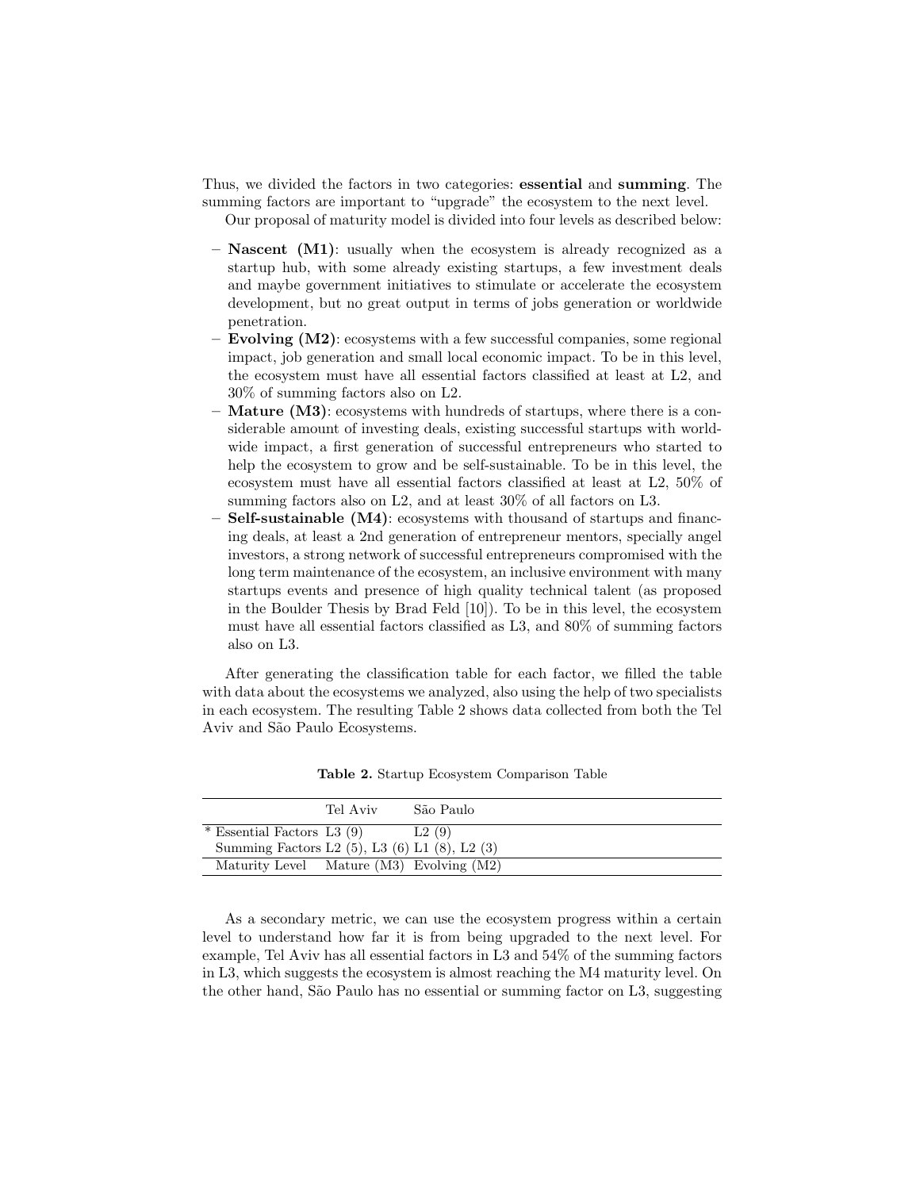Thus, we divided the factors in two categories: **essential** and **summing**. The summing factors are important to "upgrade" the ecosystem to the next level.

Our proposal of maturity model is divided into four levels as described below:

- **Nascent (M1)**: usually when the ecosystem is already recognized as a startup hub, with some already existing startups, a few investment deals and maybe government initiatives to stimulate or accelerate the ecosystem development, but no great output in terms of jobs generation or worldwide penetration.
- **Evolving (M2)**: ecosystems with a few successful companies, some regional impact, job generation and small local economic impact. To be in this level, the ecosystem must have all essential factors classified at least at L2, and 30% of summing factors also on L2.
- **Mature (M3)**: ecosystems with hundreds of startups, where there is a considerable amount of investing deals, existing successful startups with worldwide impact, a first generation of successful entrepreneurs who started to help the ecosystem to grow and be self-sustainable. To be in this level, the ecosystem must have all essential factors classified at least at L2, 50% of summing factors also on L2, and at least 30% of all factors on L3.
- **Self-sustainable (M4)**: ecosystems with thousand of startups and financing deals, at least a 2nd generation of entrepreneur mentors, specially angel investors, a strong network of successful entrepreneurs compromised with the long term maintenance of the ecosystem, an inclusive environment with many startups events and presence of high quality technical talent (as proposed in the Boulder Thesis by Brad Feld [10]). To be in this level, the ecosystem must have all essential factors classified as L3, and 80% of summing factors also on L3.

After generating the classification table for each factor, we filled the table with data about the ecosystems we analyzed, also using the help of two specialists in each ecosystem. The resulting Table 2 shows data collected from both the Tel Aviv and São Paulo Ecosystems.

**Table 2.** Startup Ecosystem Comparison Table

| | Tel Aviv | São Paulo |
|---|---|---|
| * Essential Factors | L3 (9) | L2 (9) |
| Summing Factors | L2 (5), L3 (6) | L1 (8), L2 (3) |
| Maturity Level | Mature (M3) | Evolving (M2) |

As a secondary metric, we can use the ecosystem progress within a certain level to understand how far it is from being upgraded to the next level. For example, Tel Aviv has all essential factors in L3 and 54% of the summing factors in L3, which suggests the ecosystem is almost reaching the M4 maturity level. On the other hand, São Paulo has no essential or summing factor on L3, suggesting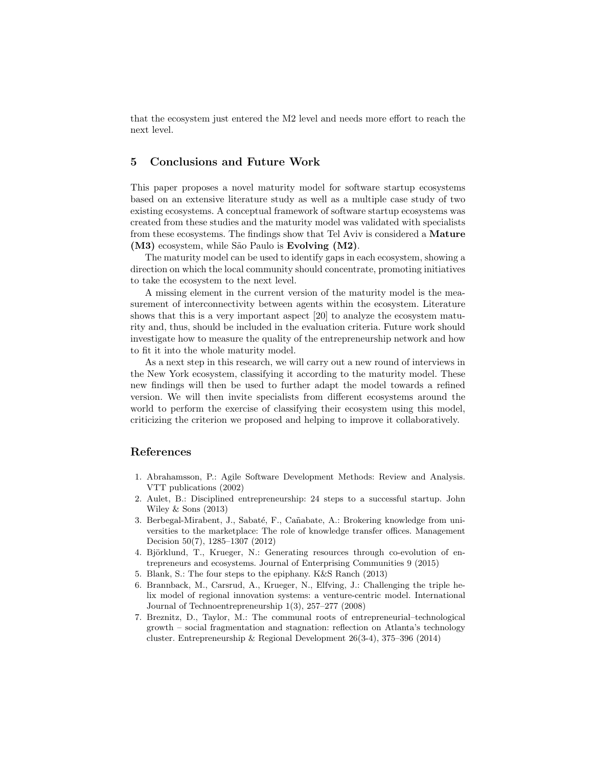that the ecosystem just entered the M2 level and needs more effort to reach the next level.

## 5 Conclusions and Future Work

This paper proposes a novel maturity model for software startup ecosystems based on an extensive literature study as well as a multiple case study of two existing ecosystems. A conceptual framework of software startup ecosystems was created from these studies and the maturity model was validated with specialists from these ecosystems. The findings show that Tel Aviv is considered a **Mature (M3)** ecosystem, while São Paulo is **Evolving (M2)**.

The maturity model can be used to identify gaps in each ecosystem, showing a direction on which the local community should concentrate, promoting initiatives to take the ecosystem to the next level.

A missing element in the current version of the maturity model is the measurement of interconnectivity between agents within the ecosystem. Literature shows that this is a very important aspect [20] to analyze the ecosystem maturity and, thus, should be included in the evaluation criteria. Future work should investigate how to measure the quality of the entrepreneurship network and how to fit it into the whole maturity model.

As a next step in this research, we will carry out a new round of interviews in the New York ecosystem, classifying it according to the maturity model. These new findings will then be used to further adapt the model towards a refined version. We will then invite specialists from different ecosystems around the world to perform the exercise of classifying their ecosystem using this model, criticizing the criterion we proposed and helping to improve it collaboratively.

## References

1. Abrahamsson, P.: Agile Software Development Methods: Review and Analysis. VTT publications (2002)
2. Aulet, B.: Disciplined entrepreneurship: 24 steps to a successful startup. John Wiley & Sons (2013)
3. Berbegal-Mirabent, J., Sabaté, F., Cañabate, A.: Brokering knowledge from universities to the marketplace: The role of knowledge transfer offices. Management Decision 50(7), 1285–1307 (2012)
4. Björklund, T., Krueger, N.: Generating resources through co-evolution of entrepreneurs and ecosystems. Journal of Enterprising Communities 9 (2015)
5. Blank, S.: The four steps to the epiphany. K&S Ranch (2013)
6. Brannback, M., Carsrud, A., Krueger, N., Elfving, J.: Challenging the triple helix model of regional innovation systems: a venture-centric model. International Journal of Technoentrepreneurship 1(3), 257–277 (2008)
7. Breznitz, D., Taylor, M.: The communal roots of entrepreneurial–technological growth – social fragmentation and stagnation: reflection on Atlanta's technology cluster. Entrepreneurship & Regional Development 26(3-4), 375–396 (2014)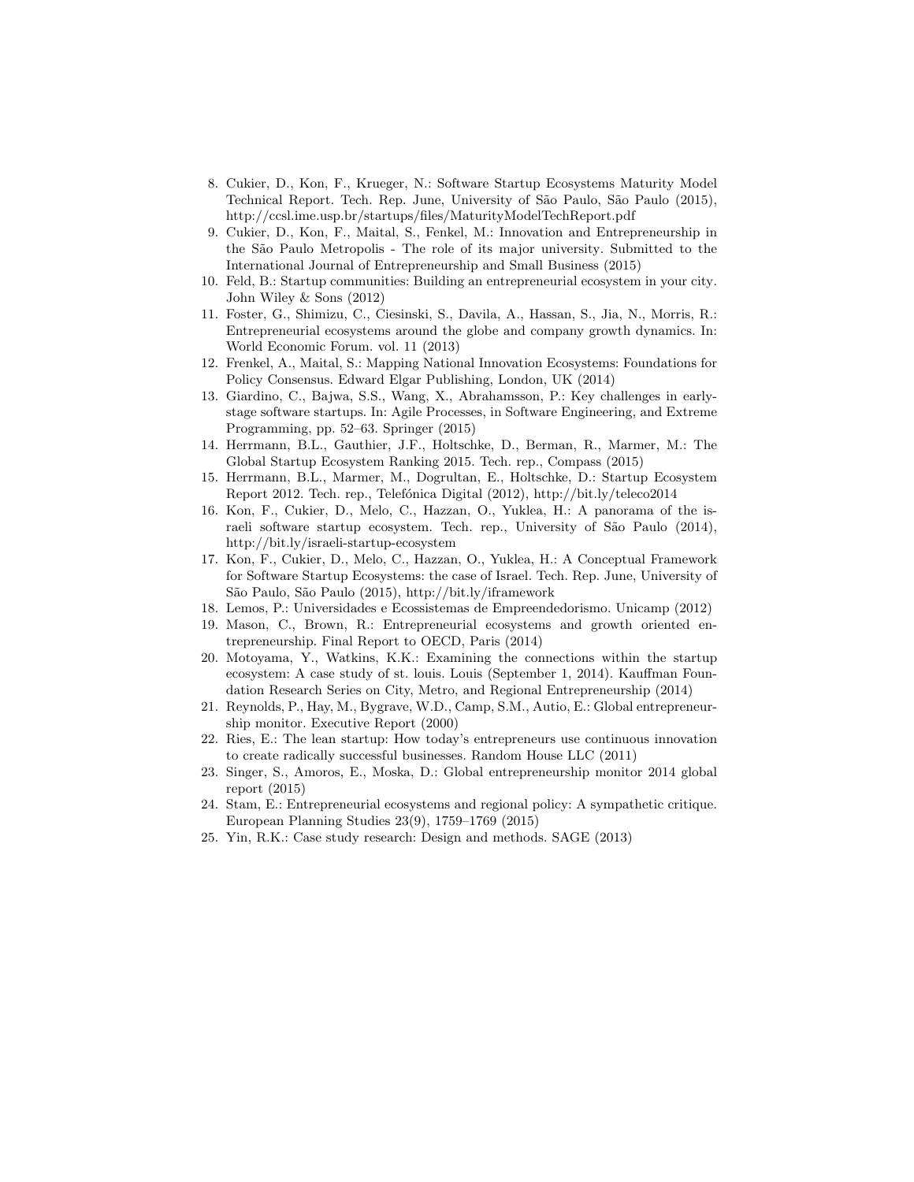8. Cukier, D., Kon, F., Krueger, N.: Software Startup Ecosystems Maturity Model Technical Report. Tech. Rep. June, University of São Paulo, São Paulo (2015), http://ccsl.ime.usp.br/startups/files/MaturityModelTechReport.pdf
9. Cukier, D., Kon, F., Maital, S., Fenkel, M.: Innovation and Entrepreneurship in the São Paulo Metropolis - The role of its major university. Submitted to the International Journal of Entrepreneurship and Small Business (2015)
10. Feld, B.: Startup communities: Building an entrepreneurial ecosystem in your city. John Wiley & Sons (2012)
11. Foster, G., Shimizu, C., Ciesinski, S., Davila, A., Hassan, S., Jia, N., Morris, R.: Entrepreneurial ecosystems around the globe and company growth dynamics. In: World Economic Forum. vol. 11 (2013)
12. Frenkel, A., Maital, S.: Mapping National Innovation Ecosystems: Foundations for Policy Consensus. Edward Elgar Publishing, London, UK (2014)
13. Giardino, C., Bajwa, S.S., Wang, X., Abrahamsson, P.: Key challenges in early-stage software startups. In: Agile Processes, in Software Engineering, and Extreme Programming, pp. 52–63. Springer (2015)
14. Herrmann, B.L., Gauthier, J.F., Holtschke, D., Berman, R., Marmer, M.: The Global Startup Ecosystem Ranking 2015. Tech. rep., Compass (2015)
15. Herrmann, B.L., Marmer, M., Dogrultan, E., Holtschke, D.: Startup Ecosystem Report 2012. Tech. rep., Telefónica Digital (2012), http://bit.ly/teleco2014
16. Kon, F., Cukier, D., Melo, C., Hazzan, O., Yuklea, H.: A panorama of the israeli software startup ecosystem. Tech. rep., University of São Paulo (2014), http://bit.ly/israeli-startup-ecosystem
17. Kon, F., Cukier, D., Melo, C., Hazzan, O., Yuklea, H.: A Conceptual Framework for Software Startup Ecosystems: the case of Israel. Tech. Rep. June, University of São Paulo, São Paulo (2015), http://bit.ly/iframework
18. Lemos, P.: Universidades e Ecossistemas de Empreendedorismo. Unicamp (2012)
19. Mason, C., Brown, R.: Entrepreneurial ecosystems and growth oriented entrepreneurship. Final Report to OECD, Paris (2014)
20. Motoyama, Y., Watkins, K.K.: Examining the connections within the startup ecosystem: A case study of st. louis. Louis (September 1, 2014). Kauffman Foundation Research Series on City, Metro, and Regional Entrepreneurship (2014)
21. Reynolds, P., Hay, M., Bygrave, W.D., Camp, S.M., Autio, E.: Global entrepreneurship monitor. Executive Report (2000)
22. Ries, E.: The lean startup: How today's entrepreneurs use continuous innovation to create radically successful businesses. Random House LLC (2011)
23. Singer, S., Amoros, E., Moska, D.: Global entrepreneurship monitor 2014 global report (2015)
24. Stam, E.: Entrepreneurial ecosystems and regional policy: A sympathetic critique. European Planning Studies 23(9), 1759–1769 (2015)
25. Yin, R.K.: Case study research: Design and methods. SAGE (2013)